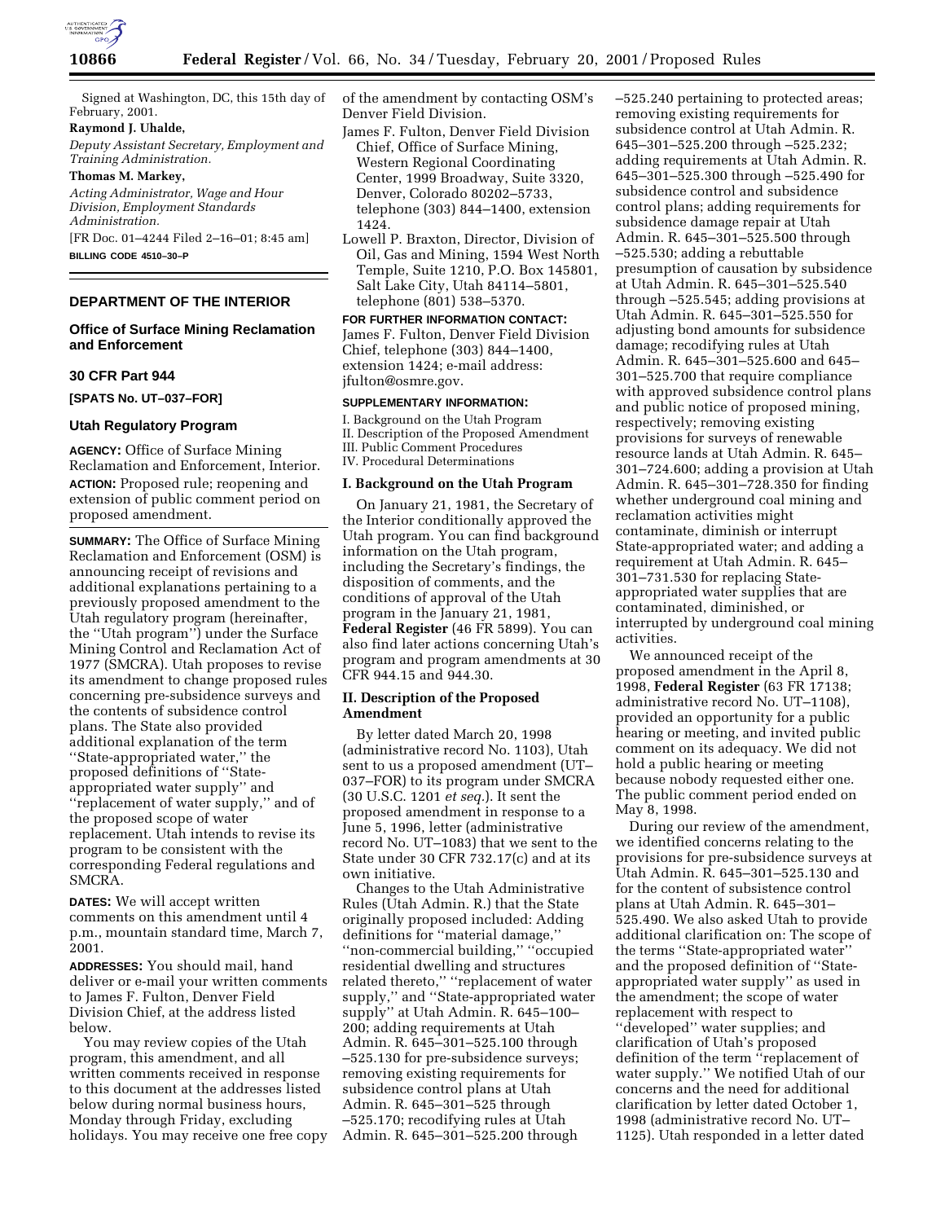Signed at Washington, DC, this 15th day of February, 2001.

**Raymond J. Uhalde,**

*Deputy Assistant Secretary, Employment and Training Administration.*

**Thomas M. Markey,**

*Acting Administrator, Wage and Hour Division, Employment Standards Administration.*

[FR Doc. 01–4244 Filed 2–16–01; 8:45 am]

**BILLING CODE 4510–30–P**

## DEPARTMENT OF THE INTERIOR

### Office of Surface Mining Reclamation and Enforcement

### 30 CFR Part 944

**[SPATS No. UT–037–FOR]**

### Utah Regulatory Program

**AGENCY:** Office of Surface Mining Reclamation and Enforcement, Interior.

**ACTION:** Proposed rule; reopening and extension of public comment period on proposed amendment.

**SUMMARY:** The Office of Surface Mining Reclamation and Enforcement (OSM) is announcing receipt of revisions and additional explanations pertaining to a previously proposed amendment to the Utah regulatory program (hereinafter, the ''Utah program'') under the Surface Mining Control and Reclamation Act of 1977 (SMCRA). Utah proposes to revise its amendment to change proposed rules concerning pre-subsidence surveys and the contents of subsidence control plans. The State also provided additional explanation of the term ''State-appropriated water,'' the proposed definitions of ''State-appropriated water supply'' and ''replacement of water supply,'' and of the proposed scope of water replacement. Utah intends to revise its program to be consistent with the corresponding Federal regulations and SMCRA.

**DATES:** We will accept written comments on this amendment until 4 p.m., mountain standard time, March 7, 2001.

**ADDRESSES:** You should mail, hand deliver or e-mail your written comments to James F. Fulton, Denver Field Division Chief, at the address listed below.

You may review copies of the Utah program, this amendment, and all written comments received in response to this document at the addresses listed below during normal business hours, Monday through Friday, excluding holidays. You may receive one free copy of the amendment by contacting OSM's Denver Field Division.

James F. Fulton, Denver Field Division Chief, Office of Surface Mining, Western Regional Coordinating Center, 1999 Broadway, Suite 3320, Denver, Colorado 80202–5733, telephone (303) 844–1400, extension 1424.

Lowell P. Braxton, Director, Division of Oil, Gas and Mining, 1594 West North Temple, Suite 1210, P.O. Box 145801, Salt Lake City, Utah 84114–5801, telephone (801) 538–5370.

**FOR FURTHER INFORMATION CONTACT:** James F. Fulton, Denver Field Division Chief, telephone (303) 844–1400, extension 1424; e-mail address: jfulton@osmre.gov.

**SUPPLEMENTARY INFORMATION:**

I. Background on the Utah Program
II. Description of the Proposed Amendment
III. Public Comment Procedures
IV. Procedural Determinations

### I. Background on the Utah Program

On January 21, 1981, the Secretary of the Interior conditionally approved the Utah program. You can find background information on the Utah program, including the Secretary's findings, the disposition of comments, and the conditions of approval of the Utah program in the January 21, 1981, **Federal Register** (46 FR 5899). You can also find later actions concerning Utah's program and program amendments at 30 CFR 944.15 and 944.30.

### II. Description of the Proposed Amendment

By letter dated March 20, 1998 (administrative record No. 1103), Utah sent to us a proposed amendment (UT–037–FOR) to its program under SMCRA (30 U.S.C. 1201 *et seq.*). It sent the proposed amendment in response to a June 5, 1996, letter (administrative record No. UT–1083) that we sent to the State under 30 CFR 732.17(c) and at its own initiative.

Changes to the Utah Administrative Rules (Utah Admin. R.) that the State originally proposed included: Adding definitions for ''material damage,'' ''non-commercial building,'' ''occupied residential dwelling and structures related thereto,'' ''replacement of water supply,'' and ''State-appropriated water supply'' at Utah Admin. R. 645–100–200; adding requirements at Utah Admin. R. 645–301–525.100 through –525.130 for pre-subsidence surveys; removing existing requirements for subsidence control plans at Utah Admin. R. 645–301–525 through –525.170; recodifying rules at Utah Admin. R. 645–301–525.200 through –525.240 pertaining to protected areas; removing existing requirements for subsidence control at Utah Admin. R. 645–301–525.200 through –525.232; adding requirements at Utah Admin. R. 645–301–525.300 through –525.490 for subsidence control and subsidence control plans; adding requirements for subsidence damage repair at Utah Admin. R. 645–301–525.500 through –525.530; adding a rebuttable presumption of causation by subsidence at Utah Admin. R. 645–301–525.540 through –525.545; adding provisions at Utah Admin. R. 645–301–525.550 for adjusting bond amounts for subsidence damage; recodifying rules at Utah Admin. R. 645–301–525.600 and 645–301–525.700 that require compliance with approved subsidence control plans and public notice of proposed mining, respectively; removing existing provisions for surveys of renewable resource lands at Utah Admin. R. 645–301–724.600; adding a provision at Utah Admin. R. 645–301–728.350 for finding whether underground coal mining and reclamation activities might contaminate, diminish or interrupt State-appropriated water; and adding a requirement at Utah Admin. R. 645–301–731.530 for replacing State-appropriated water supplies that are contaminated, diminished, or interrupted by underground coal mining activities.

We announced receipt of the proposed amendment in the April 8, 1998, **Federal Register** (63 FR 17138; administrative record No. UT–1108), provided an opportunity for a public hearing or meeting, and invited public comment on its adequacy. We did not hold a public hearing or meeting because nobody requested either one. The public comment period ended on May 8, 1998.

During our review of the amendment, we identified concerns relating to the provisions for pre-subsidence surveys at Utah Admin. R. 645–301–525.130 and for the content of subsistence control plans at Utah Admin. R. 645–301–525.490. We also asked Utah to provide additional clarification on: The scope of the terms ''State-appropriated water'' and the proposed definition of ''State-appropriated water supply'' as used in the amendment; the scope of water replacement with respect to ''developed'' water supplies; and clarification of Utah's proposed definition of the term ''replacement of water supply.'' We notified Utah of our concerns and the need for additional clarification by letter dated October 1, 1998 (administrative record No. UT–1125). Utah responded in a letter dated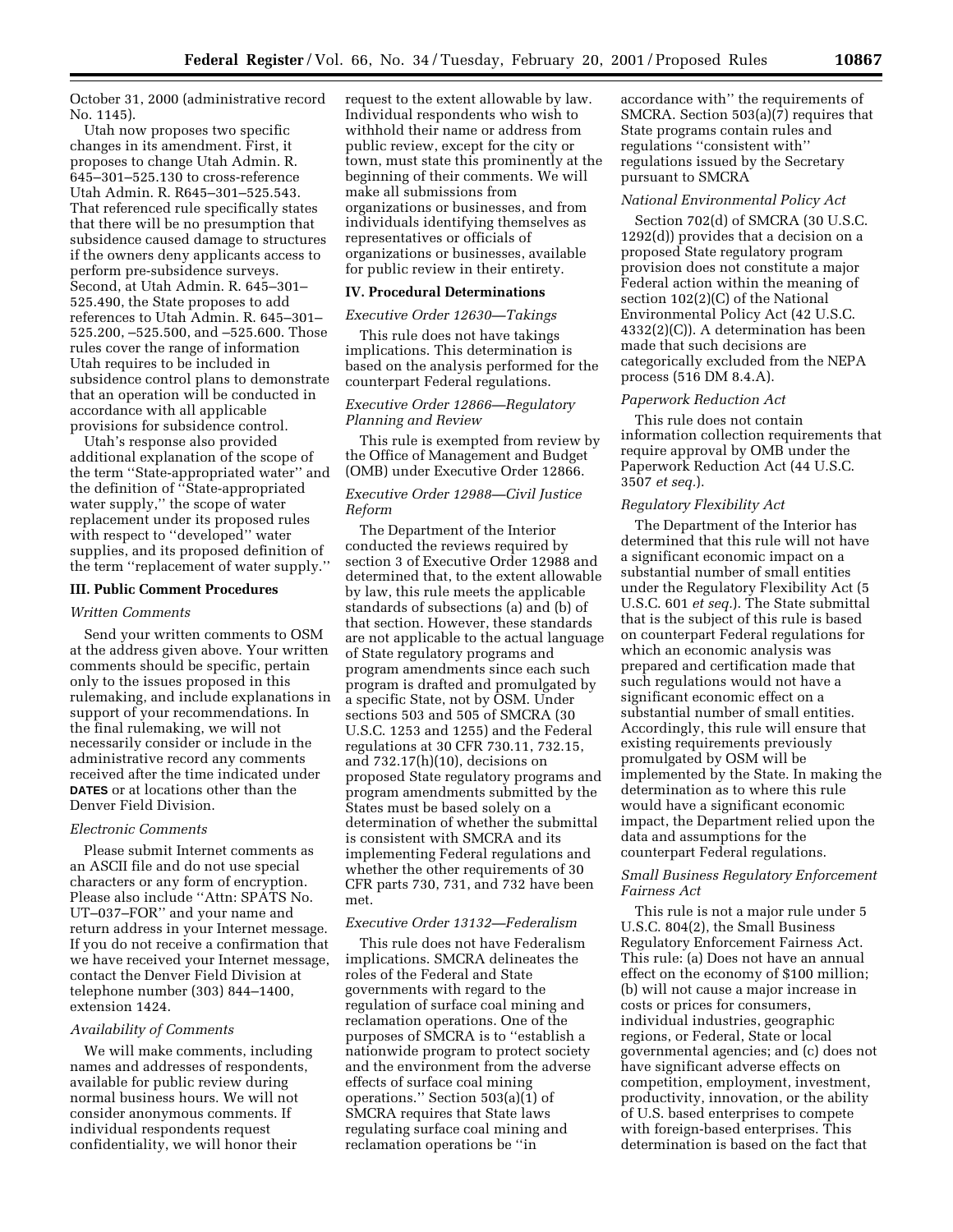October 31, 2000 (administrative record No. 1145).

Utah now proposes two specific changes in its amendment. First, it proposes to change Utah Admin. R. 645–301–525.130 to cross-reference Utah Admin. R. R645–301–525.543. That referenced rule specifically states that there will be no presumption that subsidence caused damage to structures if the owners deny applicants access to perform pre-subsidence surveys. Second, at Utah Admin. R. 645–301–525.490, the State proposes to add references to Utah Admin. R. 645–301–525.200, –525.500, and –525.600. Those rules cover the range of information Utah requires to be included in subsidence control plans to demonstrate that an operation will be conducted in accordance with all applicable provisions for subsidence control.

Utah's response also provided additional explanation of the scope of the term ''State-appropriated water'' and the definition of ''State-appropriated water supply,'' the scope of water replacement under its proposed rules with respect to ''developed'' water supplies, and its proposed definition of the term ''replacement of water supply.''

## III. Public Comment Procedures

*Written Comments*

Send your written comments to OSM at the address given above. Your written comments should be specific, pertain only to the issues proposed in this rulemaking, and include explanations in support of your recommendations. In the final rulemaking, we will not necessarily consider or include in the administrative record any comments received after the time indicated under **DATES** or at locations other than the Denver Field Division.

*Electronic Comments*

Please submit Internet comments as an ASCII file and do not use special characters or any form of encryption. Please also include ''Attn: SPATS No. UT–037–FOR'' and your name and return address in your Internet message. If you do not receive a confirmation that we have received your Internet message, contact the Denver Field Division at telephone number (303) 844–1400, extension 1424.

*Availability of Comments*

We will make comments, including names and addresses of respondents, available for public review during normal business hours. We will not consider anonymous comments. If individual respondents request confidentiality, we will honor their request to the extent allowable by law. Individual respondents who wish to withhold their name or address from public review, except for the city or town, must state this prominently at the beginning of their comments. We will make all submissions from organizations or businesses, and from individuals identifying themselves as representatives or officials of organizations or businesses, available for public review in their entirety.

## IV. Procedural Determinations

*Executive Order 12630—Takings*

This rule does not have takings implications. This determination is based on the analysis performed for the counterpart Federal regulations.

*Executive Order 12866—Regulatory Planning and Review*

This rule is exempted from review by the Office of Management and Budget (OMB) under Executive Order 12866.

*Executive Order 12988—Civil Justice Reform*

The Department of the Interior conducted the reviews required by section 3 of Executive Order 12988 and determined that, to the extent allowable by law, this rule meets the applicable standards of subsections (a) and (b) of that section. However, these standards are not applicable to the actual language of State regulatory programs and program amendments since each such program is drafted and promulgated by a specific State, not by OSM. Under sections 503 and 505 of SMCRA (30 U.S.C. 1253 and 1255) and the Federal regulations at 30 CFR 730.11, 732.15, and 732.17(h)(10), decisions on proposed State regulatory programs and program amendments submitted by the States must be based solely on a determination of whether the submittal is consistent with SMCRA and its implementing Federal regulations and whether the other requirements of 30 CFR parts 730, 731, and 732 have been met.

*Executive Order 13132—Federalism*

This rule does not have Federalism implications. SMCRA delineates the roles of the Federal and State governments with regard to the regulation of surface coal mining and reclamation operations. One of the purposes of SMCRA is to ''establish a nationwide program to protect society and the environment from the adverse effects of surface coal mining operations.'' Section 503(a)(1) of SMCRA requires that State laws regulating surface coal mining and reclamation operations be ''in accordance with'' the requirements of SMCRA. Section 503(a)(7) requires that State programs contain rules and regulations ''consistent with'' regulations issued by the Secretary pursuant to SMCRA

*National Environmental Policy Act*

Section 702(d) of SMCRA (30 U.S.C. 1292(d)) provides that a decision on a proposed State regulatory program provision does not constitute a major Federal action within the meaning of section 102(2)(C) of the National Environmental Policy Act (42 U.S.C. 4332(2)(C)). A determination has been made that such decisions are categorically excluded from the NEPA process (516 DM 8.4.A).

*Paperwork Reduction Act*

This rule does not contain information collection requirements that require approval by OMB under the Paperwork Reduction Act (44 U.S.C. 3507 *et seq.*).

*Regulatory Flexibility Act*

The Department of the Interior has determined that this rule will not have a significant economic impact on a substantial number of small entities under the Regulatory Flexibility Act (5 U.S.C. 601 *et seq.*). The State submittal that is the subject of this rule is based on counterpart Federal regulations for which an economic analysis was prepared and certification made that such regulations would not have a significant economic effect on a substantial number of small entities. Accordingly, this rule will ensure that existing requirements previously promulgated by OSM will be implemented by the State. In making the determination as to where this rule would have a significant economic impact, the Department relied upon the data and assumptions for the counterpart Federal regulations.

*Small Business Regulatory Enforcement Fairness Act*

This rule is not a major rule under 5 U.S.C. 804(2), the Small Business Regulatory Enforcement Fairness Act. This rule: (a) Does not have an annual effect on the economy of $100 million; (b) will not cause a major increase in costs or prices for consumers, individual industries, geographic regions, or Federal, State or local governmental agencies; and (c) does not have significant adverse effects on competition, employment, investment, productivity, innovation, or the ability of U.S. based enterprises to compete with foreign-based enterprises. This determination is based on the fact that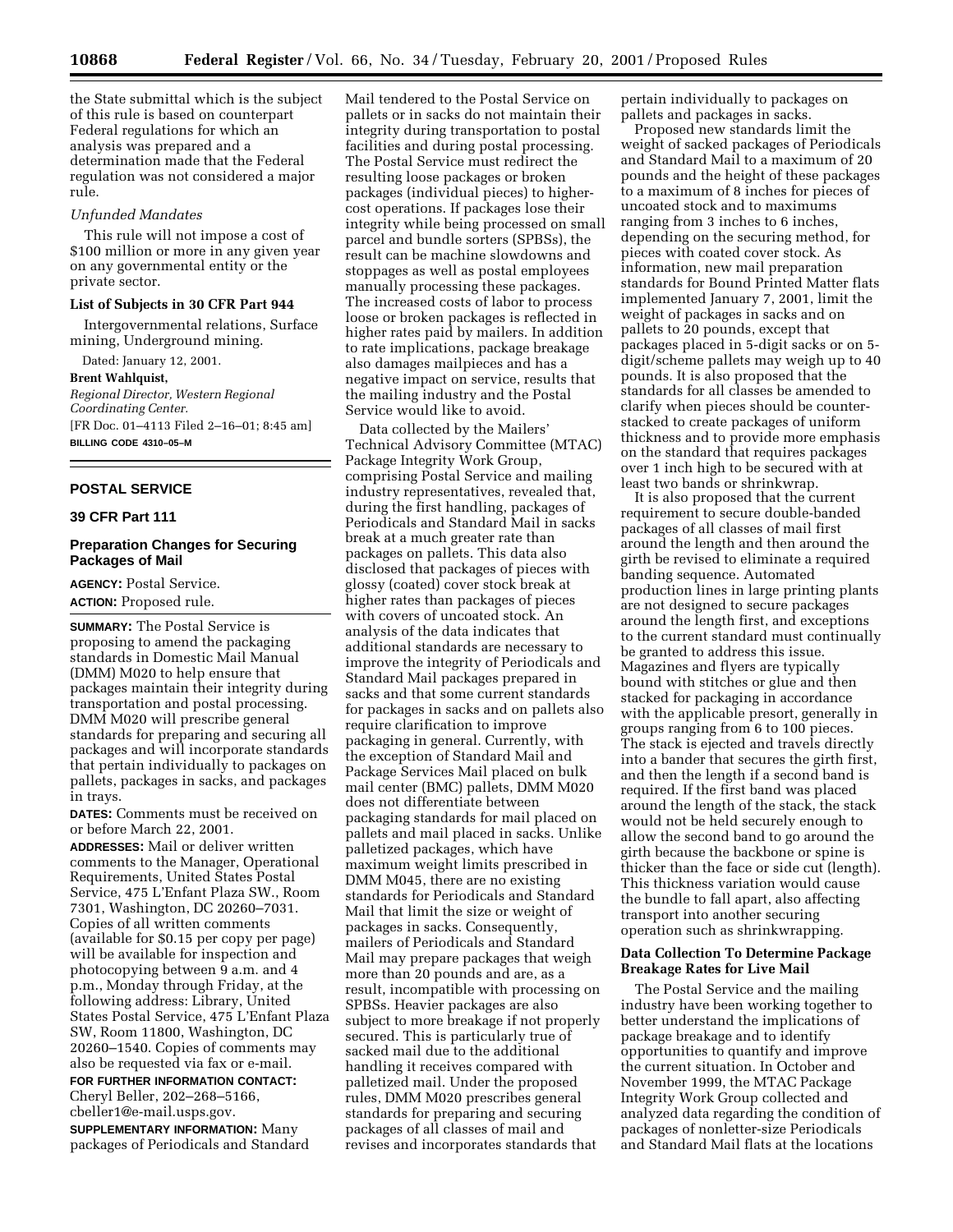the State submittal which is the subject of this rule is based on counterpart Federal regulations for which an analysis was prepared and a determination made that the Federal regulation was not considered a major rule.

*Unfunded Mandates*

This rule will not impose a cost of $100 million or more in any given year on any governmental entity or the private sector.

**List of Subjects in 30 CFR Part 944**

Intergovernmental relations, Surface mining, Underground mining.

Dated: January 12, 2001.

**Brent Wahlquist,**

*Regional Director, Western Regional Coordinating Center.*

[FR Doc. 01–4113 Filed 2–16–01; 8:45 am]

**BILLING CODE 4310–05–M**

## POSTAL SERVICE

### 39 CFR Part 111

### Preparation Changes for Securing Packages of Mail

**AGENCY:** Postal Service.

**ACTION:** Proposed rule.

**SUMMARY:** The Postal Service is proposing to amend the packaging standards in Domestic Mail Manual (DMM) M020 to help ensure that packages maintain their integrity during transportation and postal processing. DMM M020 will prescribe general standards for preparing and securing all packages and will incorporate standards that pertain individually to packages on pallets, packages in sacks, and packages in trays.

**DATES:** Comments must be received on or before March 22, 2001.

**ADDRESSES:** Mail or deliver written comments to the Manager, Operational Requirements, United States Postal Service, 475 L'Enfant Plaza SW., Room 7301, Washington, DC 20260–7031. Copies of all written comments (available for $0.15 per copy per page) will be available for inspection and photocopying between 9 a.m. and 4 p.m., Monday through Friday, at the following address: Library, United States Postal Service, 475 L'Enfant Plaza SW, Room 11800, Washington, DC 20260–1540. Copies of comments may also be requested via fax or e-mail.

**FOR FURTHER INFORMATION CONTACT:** Cheryl Beller, 202–268–5166, cbeller1@e-mail.usps.gov.

**SUPPLEMENTARY INFORMATION:** Many packages of Periodicals and Standard Mail tendered to the Postal Service on pallets or in sacks do not maintain their integrity during transportation to postal facilities and during postal processing. The Postal Service must redirect the resulting loose packages or broken packages (individual pieces) to higher-cost operations. If packages lose their integrity while being processed on small parcel and bundle sorters (SPBSs), the result can be machine slowdowns and stoppages as well as postal employees manually processing these packages. The increased costs of labor to process loose or broken packages is reflected in higher rates paid by mailers. In addition to rate implications, package breakage also damages mailpieces and has a negative impact on service, results that the mailing industry and the Postal Service would like to avoid.

Data collected by the Mailers' Technical Advisory Committee (MTAC) Package Integrity Work Group, comprising Postal Service and mailing industry representatives, revealed that, during the first handling, packages of Periodicals and Standard Mail in sacks break at a much greater rate than packages on pallets. This data also disclosed that packages of pieces with glossy (coated) cover stock break at higher rates than packages of pieces with covers of uncoated stock. An analysis of the data indicates that additional standards are necessary to improve the integrity of Periodicals and Standard Mail packages prepared in sacks and that some current standards for packages in sacks and on pallets also require clarification to improve packaging in general. Currently, with the exception of Standard Mail and Package Services Mail placed on bulk mail center (BMC) pallets, DMM M020 does not differentiate between packaging standards for mail placed on pallets and mail placed in sacks. Unlike palletized packages, which have maximum weight limits prescribed in DMM M045, there are no existing standards for Periodicals and Standard Mail that limit the size or weight of packages in sacks. Consequently, mailers of Periodicals and Standard Mail may prepare packages that weigh more than 20 pounds and are, as a result, incompatible with processing on SPBSs. Heavier packages are also subject to more breakage if not properly secured. This is particularly true of sacked mail due to the additional handling it receives compared with palletized mail. Under the proposed rules, DMM M020 prescribes general standards for preparing and securing packages of all classes of mail and revises and incorporates standards that pertain individually to packages on pallets and packages in sacks.

Proposed new standards limit the weight of sacked packages of Periodicals and Standard Mail to a maximum of 20 pounds and the height of these packages to a maximum of 8 inches for pieces of uncoated stock and to maximums ranging from 3 inches to 6 inches, depending on the securing method, for pieces with coated cover stock. As information, new mail preparation standards for Bound Printed Matter flats implemented January 7, 2001, limit the weight of packages in sacks and on pallets to 20 pounds, except that packages placed in 5-digit sacks or on 5-digit/scheme pallets may weigh up to 40 pounds. It is also proposed that the standards for all classes be amended to clarify when pieces should be counter-stacked to create packages of uniform thickness and to provide more emphasis on the standard that requires packages over 1 inch high to be secured with at least two bands or shrinkwrap.

It is also proposed that the current requirement to secure double-banded packages of all classes of mail first around the length and then around the girth be revised to eliminate a required banding sequence. Automated production lines in large printing plants are not designed to secure packages around the length first, and exceptions to the current standard must continually be granted to address this issue. Magazines and flyers are typically bound with stitches or glue and then stacked for packaging in accordance with the applicable presort, generally in groups ranging from 6 to 100 pieces. The stack is ejected and travels directly into a bander that secures the girth first, and then the length if a second band is required. If the first band was placed around the length of the stack, the stack would not be held securely enough to allow the second band to go around the girth because the backbone or spine is thicker than the face or side cut (length). This thickness variation would cause the bundle to fall apart, also affecting transport into another securing operation such as shrinkwrapping.

**Data Collection To Determine Package Breakage Rates for Live Mail**

The Postal Service and the mailing industry have been working together to better understand the implications of package breakage and to identify opportunities to quantify and improve the current situation. In October and November 1999, the MTAC Package Integrity Work Group collected and analyzed data regarding the condition of packages of nonletter-size Periodicals and Standard Mail flats at the locations